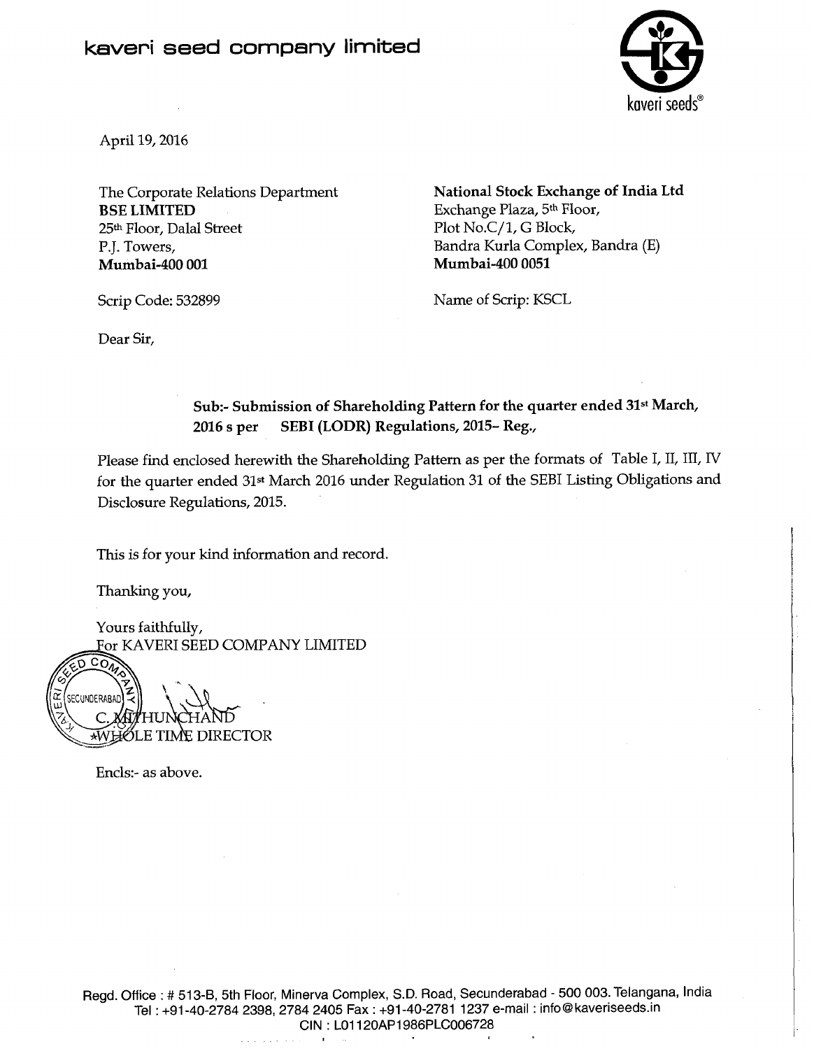# kaveri seed company limited

kaveri seeds®

April 19, 2016

The Corporate Relations Department
**BSE LIMITED**
25th Floor, Dalal Street
P.J. Towers,
**Mumbai-400 001**

Scrip Code: 532899

**National Stock Exchange of India Ltd**
Exchange Plaza, 5th Floor,
Plot No.C/1, G Block,
Bandra Kurla Complex, Bandra (E)
**Mumbai-400 0051**

Name of Scrip: KSCL

Dear Sir,

**Sub:- Submission of Shareholding Pattern for the quarter ended 31st March, 2016 s per SEBI (LODR) Regulations, 2015- Reg.,**

Please find enclosed herewith the Shareholding Pattern as per the formats of Table I, II, III, IV for the quarter ended 31st March 2016 under Regulation 31 of the SEBI Listing Obligations and Disclosure Regulations, 2015.

This is for your kind information and record.

Thanking you,

Yours faithfully,
For KAVERI SEED COMPANY LIMITED

C. MITHUNCHAND
WHOLE TIME DIRECTOR

Encls:- as above.

Regd. Office : # 513-B, 5th Floor, Minerva Complex, S.D. Road, Secunderabad - 500 003. Telangana, India
Tel : +91-40-2784 2398, 2784 2405 Fax : +91-40-2781 1237 e-mail : info@kaveriseeds.in
CIN : L01120AP1986PLC006728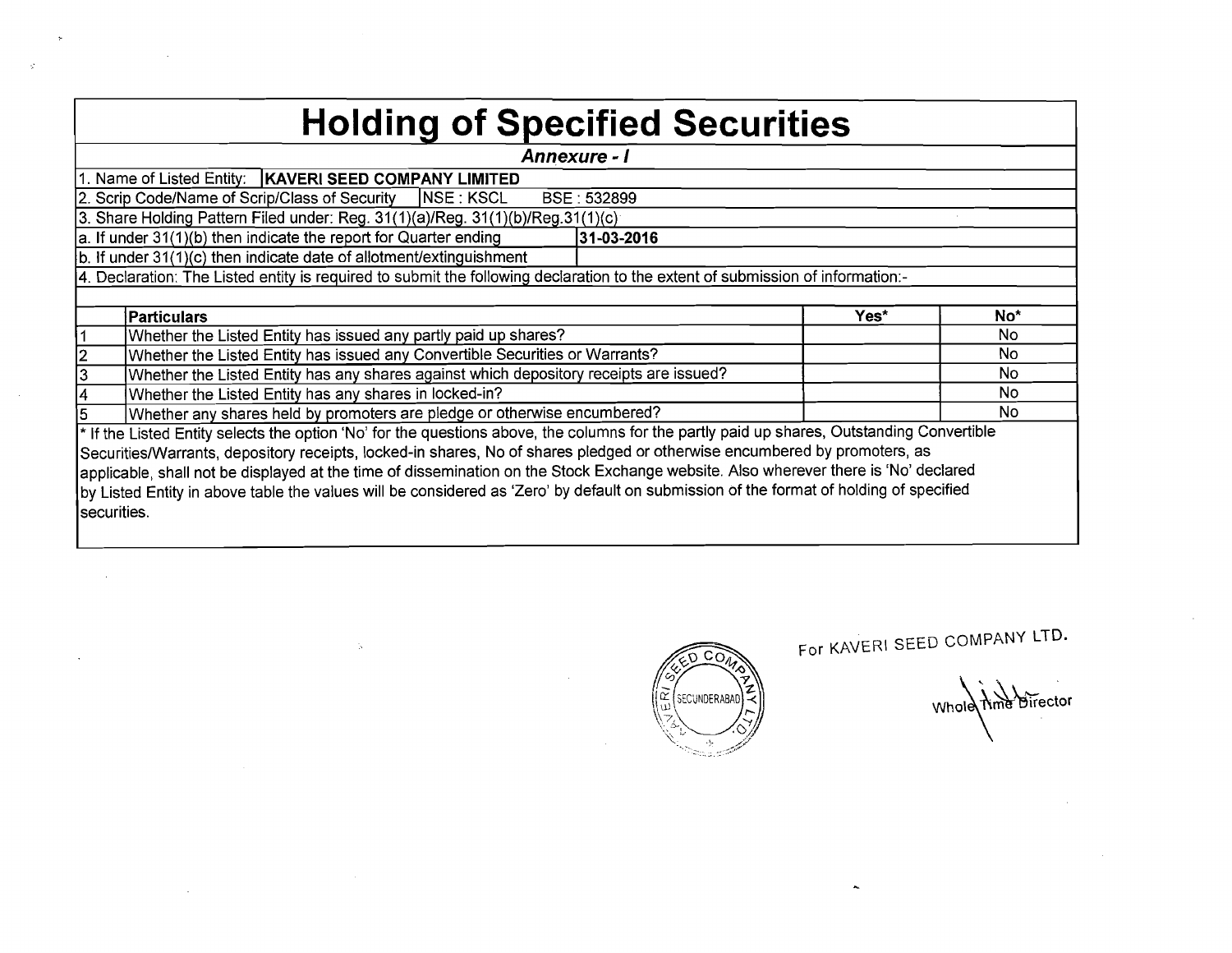# Holding of Specified Securities

***Annexure - I***

1. Name of Listed Entity: **KAVERI SEED COMPANY LIMITED**

2. Scrip Code/Name of Scrip/Class of Security | NSE : KSCL | BSE : 532899

3. Share Holding Pattern Filed under: Reg. 31(1)(a)/Reg. 31(1)(b)/Reg.31(1)(c)

a. If under 31(1)(b) then indicate the report for Quarter ending **31-03-2016**

b. If under 31(1)(c) then indicate date of allotment/extinguishment

4. Declaration: The Listed entity is required to submit the following declaration to the extent of submission of information:-

| | **Particulars** | **Yes*** | **No*** |
|---|---|---|---|
| 1 | Whether the Listed Entity has issued any partly paid up shares? | | No |
| 2 | Whether the Listed Entity has issued any Convertible Securities or Warrants? | | No |
| 3 | Whether the Listed Entity has any shares against which depository receipts are issued? | | No |
| 4 | Whether the Listed Entity has any shares in locked-in? | | No |
| 5 | Whether any shares held by promoters are pledge or otherwise encumbered? | | No |

* If the Listed Entity selects the option 'No' for the questions above, the columns for the partly paid up shares, Outstanding Convertible Securities/Warrants, depository receipts, locked-in shares, No of shares pledged or otherwise encumbered by promoters, as applicable, shall not be displayed at the time of dissemination on the Stock Exchange website. Also wherever there is 'No' declared by Listed Entity in above table the values will be considered as 'Zero' by default on submission of the format of holding of specified securities.

For KAVERI SEED COMPANY LTD.

Whole Time Director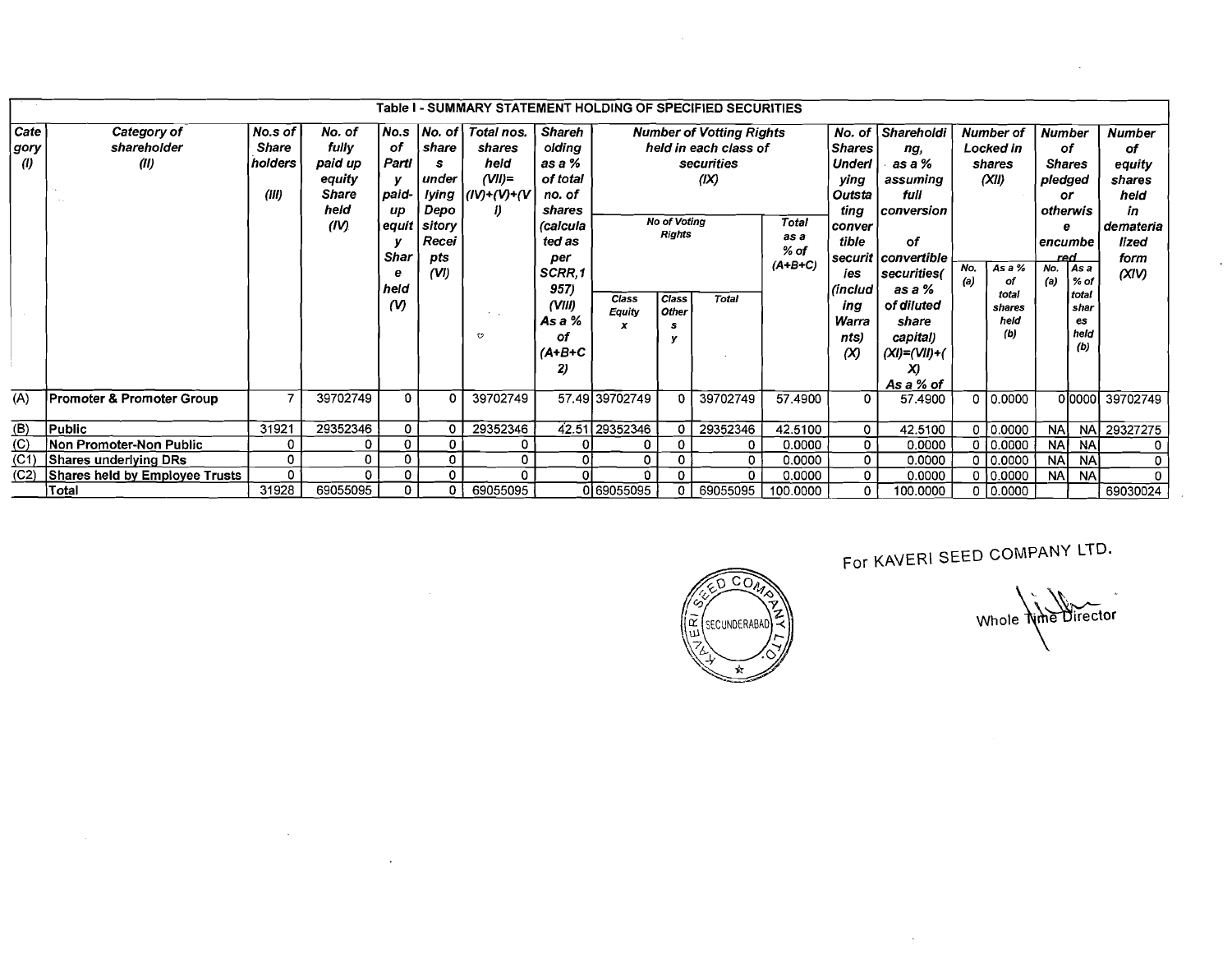## Table I - SUMMARY STATEMENT HOLDING OF SPECIFIED SECURITIES

| Category (I) | Category of shareholder (II) | No.s of Shareholders (III) | No. of fully paid up equity Share held (IV) | No.s of Partly paid-up equity Share held (V) | No. of shares underlying Depository Receipts (VI) | Total nos. shares held (VII)=(IV)+(V)+(VI) | Shareholding as a % of total no. of shares (calculated as per SCRR,1957) (VIII) As a % of (A+B+C2) | Number of Votting Rights held in each class of securities (IX) | | | | No. of Shares Underlying Outstanting convertible securities (including Warrants) (X) | Shareholding, as a % assuming full conversion of convertible securities( as a % of diluted share capital) (XI)=(VII)+(X) As a % of | Number of Locked in shares (XII) | | Number of Shares pledged or otherwise encumbered | | Number of equity shares held in dematerialized form (XIV) |
|---|---|---|---|---|---|---|---|---|---|---|---|---|---|---|---|---|---|---|
| | | | | | | | | No of Voting Rights | | | Total as a % of (A+B+C) | | | No. (a) | As a % of total shares held (b) | No. (a) | As a % of total shares held (b) | |
| | | | | | | | | Class Equity x | Class Others y | Total | | | | | | | | |
| (A) | Promoter & Promoter Group | 7 | 39702749 | 0 | 0 | 39702749 | 57.49 | 39702749 | 0 | 39702749 | 57.4900 | 0 | 57.4900 | 0 | 0.0000 | 0 | 0000 | 39702749 |
| (B) | Public | 31921 | 29352346 | 0 | 0 | 29352346 | 42.51 | 29352346 | 0 | 29352346 | 42.5100 | 0 | 42.5100 | 0 | 0.0000 | NA | NA | 29327275 |
| (C) | Non Promoter-Non Public | 0 | 0 | 0 | 0 | 0 | 0 | 0 | 0 | 0 | 0.0000 | 0 | 0.0000 | 0 | 0.0000 | NA | NA | 0 |
| (C1) | Shares underlying DRs | 0 | 0 | 0 | 0 | 0 | 0 | 0 | 0 | 0 | 0.0000 | 0 | 0.0000 | 0 | 0.0000 | NA | NA | 0 |
| (C2) | Shares held by Employee Trusts | 0 | 0 | 0 | 0 | 0 | 0 | 0 | 0 | 0 | 0.0000 | 0 | 0.0000 | 0 | 0.0000 | NA | NA | 0 |
| | Total | 31928 | 69055095 | 0 | 0 | 69055095 | 0 | 69055095 | 0 | 69055095 | 100.0000 | 0 | 100.0000 | 0 | 0.0000 | | | 69030024 |

For KAVERI SEED COMPANY LTD.

KAVERI SEED COMPANY LTD. SECUNDERABAD

Whole Time Director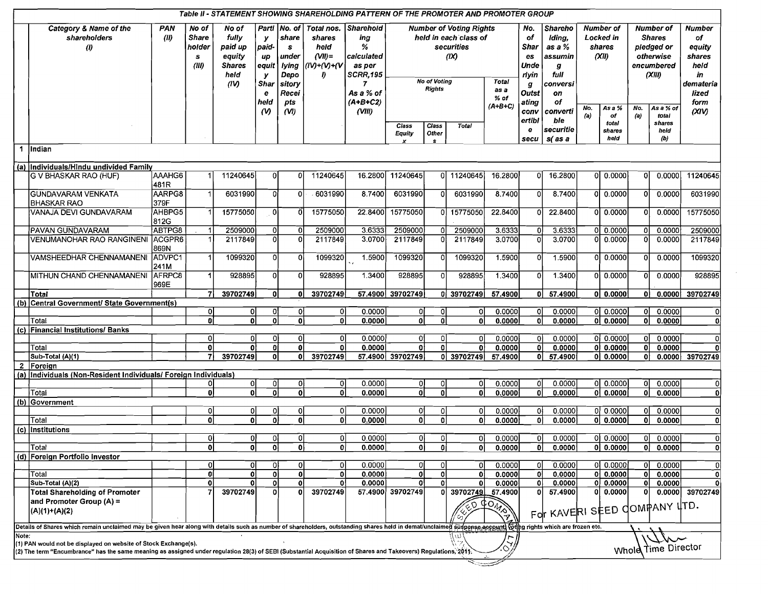## Table II - STATEMENT SHOWING SHAREHOLDING PATTERN OF THE PROMOTER AND PROMOTER GROUP

| | Category & Name of the shareholders (I) | PAN (II) | No of Shareholders (III) | No of fully paid up equity Shares held (IV) | Partly paid-up equity Share held (V) | No. of shares underlying Depository Receipts (VI) | Total nos. shares held (VII)=(IV)+(V)+(VI) | Shareholding % calculated as per SCRR,1957 As a % of (A+B+C2) (VIII) | Number of Voting Rights held in each class of securities (IX) | | | | No. of Shares Underlying Outstating convertible secu | Shareholding, as a % assuming full conversion of convertible securities( as a | Number of Locked in shares (XII) | | Number of Shares pledged or otherwise encumbered (XIII) | | Number of equity shares held in dematerialized form (XIV) |
|---|---|---|---|---|---|---|---|---|---|---|---|---|---|---|---|---|---|---|---|
| | | | | | | | | | No of Voting Rights | | | Total as a % of (A+B+C) | | | No. (a) | As a % of total shares held | No. (a) | As a % of total shares held (b) | |
| | | | | | | | | | Class Equity x | Class Others | Total | | | | | | | | |
| 1 | Indian | | | | | | | | | | | | | | | | | | |
| (a) | Individuals/Hindu undivided Family | | | | | | | | | | | | | | | | | | |
| | G V BHASKAR RAO (HUF) | AAAHG6481R | 1 | 11240645 | 0 | 0 | 11240645 | 16.2800 | 11240645 | 0 | 11240645 | 16.2800 | 0 | 16.2800 | 0 | 0.0000 | 0 | 0.0000 | 11240645 |
| | GUNDAVARAM VENKATA BHASKAR RAO | AARPG8379F | 1 | 6031990 | 0 | 0 | 6031990 | 8.7400 | 6031990 | 0 | 6031990 | 8.7400 | 0 | 8.7400 | 0 | 0.0000 | 0 | 0.0000 | 6031990 |
| | VANAJA DEVI GUNDAVARAM | AHBPG5812G | 1 | 15775050 | 0 | 0 | 15775050 | 22.8400 | 15775050 | 0 | 15775050 | 22.8400 | 0 | 22.8400 | 0 | 0.0000 | 0 | 0.0000 | 15775050 |
| | PAVAN GUNDAVARAM | ABTPG8 | 1 | 2509000 | 0 | 0 | 2509000 | 3.6333 | 2509000 | 0 | 2509000 | 3.6333 | 0 | 3.6333 | 0 | 0.0000 | 0 | 0.0000 | 2509000 |
| | VENUMANOHAR RAO RANGINENI | ACGPR6869N | 1 | 2117849 | 0 | 0 | 2117849 | 3.0700 | 2117849 | 0 | 2117849 | 3.0700 | 0 | 3.0700 | 0 | 0.0000 | 0 | 0.0000 | 2117849 |
| | VAMSHEEDHAR CHENNAMANENI | ADVPC1241M | 1 | 1099320 | 0 | 0 | 1099320 | 1.5900 | 1099320 | 0 | 1099320 | 1.5900 | 0 | 1.5900 | 0 | 0.0000 | 0 | 0.0000 | 1099320 |
| | MITHUN CHAND CHENNAMANENI | AFRPC8969E | 1 | 928895 | 0 | 0 | 928895 | 1.3400 | 928895 | 0 | 928895 | 1.3400 | 0 | 1.3400 | 0 | 0.0000 | 0 | 0.0000 | 928895 |
| | **Total** | | **7** | **39702749** | **0** | **0** | **39702749** | **57.4900** | **39702749** | **0** | **39702749** | **57.4900** | **0** | **57.4900** | **0** | **0.0000** | **0** | **0.0000** | **39702749** |
| (b) | Central Government/ State Government(s) | | | | | | | | | | | | | | | | | | |
| | | | 0 | 0 | 0 | 0 | 0 | 0.0000 | 0 | 0 | 0 | 0.0000 | 0 | 0.0000 | 0 | 0.0000 | 0 | 0.0000 | 0 |
| | Total | | **0** | **0** | **0** | **0** | **0** | **0.0000** | **0** | **0** | **0** | **0.0000** | **0** | **0.0000** | **0** | **0.0000** | **0** | **0.0000** | **0** |
| (c) | Financial Institutions/ Banks | | | | | | | | | | | | | | | | | | |
| | | | 0 | 0 | 0 | 0 | 0 | 0.0000 | 0 | 0 | 0 | 0.0000 | 0 | 0.0000 | 0 | 0.0000 | 0 | 0.0000 | 0 |
| | Total | | **0** | **0** | **0** | **0** | **0** | **0.0000** | **0** | **0** | **0** | **0.0000** | **0** | **0.0000** | **0** | **0.0000** | **0** | **0.0000** | **0** |
| | Sub-Total (A)(1) | | **7** | **39702749** | **0** | **0** | **39702749** | **57.4900** | **39702749** | **0** | **39702749** | **57.4900** | **0** | **57.4900** | **0** | **0.0000** | **0** | **0.0000** | **39702749** |
| 2 | Foreign | | | | | | | | | | | | | | | | | | |
| (a) | Individuals (Non-Resident Individuals/ Foreign Individuals) | | | | | | | | | | | | | | | | | | |
| | | | 0 | 0 | 0 | 0 | 0 | 0.0000 | 0 | 0 | 0 | 0.0000 | 0 | 0.0000 | 0 | 0.0000 | 0 | 0.0000 | 0 |
| | Total | | **0** | **0** | **0** | **0** | **0** | **0.0000** | **0** | **0** | **0** | **0.0000** | **0** | **0.0000** | **0** | **0.0000** | **0** | **0.0000** | **0** |
| (b) | Government | | | | | | | | | | | | | | | | | | |
| | | | 0 | 0 | 0 | 0 | 0 | 0.0000 | 0 | 0 | 0 | 0.0000 | 0 | 0.0000 | 0 | 0.0000 | 0 | 0.0000 | 0 |
| | Total | | **0** | **0** | **0** | **0** | **0** | **0.0000** | **0** | **0** | **0** | **0.0000** | **0** | **0.0000** | **0** | **0.0000** | **0** | **0.0000** | **0** |
| (c) | Institutions | | | | | | | | | | | | | | | | | | |
| | | | 0 | 0 | 0 | 0 | 0 | 0.0000 | 0 | 0 | 0 | 0.0000 | 0 | 0.0000 | 0 | 0.0000 | 0 | 0.0000 | 0 |
| | Total | | **0** | **0** | **0** | **0** | **0** | **0.0000** | **0** | **0** | **0** | **0.0000** | **0** | **0.0000** | **0** | **0.0000** | **0** | **0.0000** | **0** |
| (d) | Foreign Portfolio Investor | | | | | | | | | | | | | | | | | | |
| | | | 0 | 0 | 0 | 0 | 0 | 0.0000 | 0 | 0 | 0 | 0.0000 | 0 | 0.0000 | 0 | 0.0000 | 0 | 0.0000 | 0 |
| | Total | | **0** | **0** | **0** | **0** | **0** | **0.0000** | **0** | **0** | **0** | **0.0000** | **0** | **0.0000** | **0** | **0.0000** | **0** | **0.0000** | **0** |
| | Sub-Total (A)(2) | | **0** | **0** | **0** | **0** | **0** | **0.0000** | **0** | **0** | **0** | **0.0000** | **0** | **0.0000** | **0** | **0.0000** | **0** | **0.0000** | **0** |
| | **Total Shareholding of Promoter and Promoter Group (A) = (A)(1)+(A)(2)** | | **7** | **39702749** | **0** | **0** | **39702749** | **57.4900** | **39702749** | **0** | **39702749** | **57.4900** | **0** | **57.4900** | **0** | **0.0000** | **0** | **0.0000** | **39702749** |

Details of Shares which remain unclaimed may be given hear along with details such as number of shareholders, outstanding shares held in demat/unclaimed suspense account, voting rights which are frozen etc.

Note:

(1) PAN would not be displayed on website of Stock Exchange(s).

(2) The term "Encumbrance" has the same meaning as assigned under regulation 28(3) of SEBI (Substantial Acquisition of Shares and Takeovers) Regulations, 2011.

For KAVERI SEED COMPANY LTD.

Whole Time Director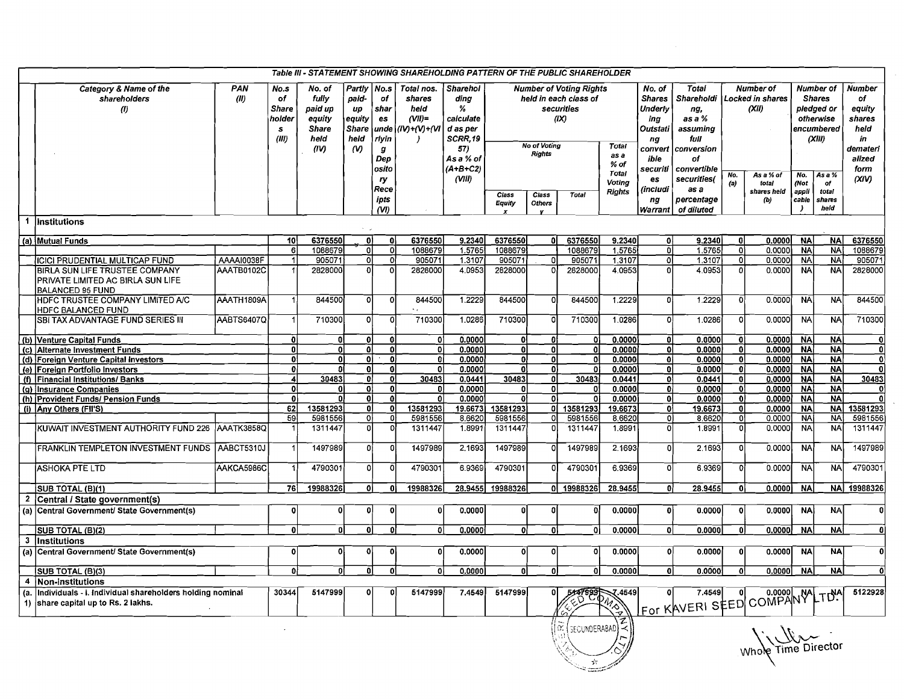Table III - STATEMENT SHOWING SHAREHOLDING PATTERN OF THE PUBLIC SHAREHOLDER

| | Category & Name of the shareholders (I) | PAN (II) | No.s of Shareholders (III) | No. of fully paid up equity Share held (IV) | Partly paid-up equity Share held (V) | No.s of shares underlying Depository Receipts (VI) | Total nos. shares held (VII)= (IV)+(V)+(VI) | Shareholding % calculated as per SCRR,1957 As a % of (A+B+C2) (VIII) | Number of Voting Rights held in each class of securities (IX) | | | | No. of Shares Underlying Outstanding convertible securities (including Warrant | Total Shareholding, as a % assuming full conversion of convertible securities( as a percentage of diluted | Number of Locked in shares (XII) | | Number of Shares pledged or otherwise encumbered (XIII) | | Number of equity shares held in dematerialized form (XIV) |
|---|---|---|---|---|---|---|---|---|---|---|---|---|---|---|---|---|---|---|---|
| | | | | | | | | | No of Voting Rights | | | Total as a % of Total Voting Rights | | | No. (a) | As a % of total shares held (b) | No. (Not applicable) | As a % of total shares held | |
| | | | | | | | | | Class Equity x | Class Others y | Total | | | | | | | | |
| 1 | Institutions | | | | | | | | | | | | | | | | | | |
| (a) | Mutual Funds | | 10 | 6376550 | 0 | 0 | 6376550 | 9.2340 | 6376550 | 0 | 6376550 | 9.2340 | 0 | 9.2340 | 0 | 0.0000 | NA | NA | 6376550 |
| | | | 6 | 1088679 | 0 | 0 | 1088679 | 1.5765 | 1088679 | | 1088679 | 1.5765 | 0 | 1.5765 | 0 | 0.0000 | NA | NA | 1088679 |
| | ICICI PRUDENTIAL MULTICAP FUND | AAAAI0038F | 1 | 905071 | 0 | 0 | 905071 | 1.3107 | 905071 | 0 | 905071 | 1.3107 | 0 | 1.3107 | 0 | 0.0000 | NA | NA | 905071 |
| | BIRLA SUN LIFE TRUSTEE COMPANY PRIVATE LIMITED AC BIRLA SUN LIFE BALANCED 95 FUND | AAATB0102C | 1 | 2828000 | 0 | 0 | 2828000 | 4.0953 | 2828000 | 0 | 2828000 | 4.0953 | 0 | 4.0953 | 0 | 0.0000 | NA | NA | 2828000 |
| | HDFC TRUSTEE COMPANY LIMITED A/C HDFC BALANCED FUND | AAATH1809A | 1 | 844500 | 0 | 0 | 844500 | 1.2229 | 844500 | 0 | 844500 | 1.2229 | 0 | 1.2229 | 0 | 0.0000 | NA | NA | 844500 |
| | SBI TAX ADVANTAGE FUND SERIES III | AABTS6407Q | 1 | 710300 | 0 | 0 | 710300 | 1.0286 | 710300 | 0 | 710300 | 1.0286 | 0 | 1.0286 | 0 | 0.0000 | NA | NA | 710300 |
| (b) | Venture Capital Funds | | 0 | 0 | 0 | 0 | 0 | 0.0000 | 0 | 0 | 0 | 0.0000 | 0 | 0.0000 | 0 | 0.0000 | NA | NA | 0 |
| (c) | Alternate Investment Funds | | 0 | 0 | 0 | 0 | 0 | 0.0000 | 0 | 0 | 0 | 0.0000 | 0 | 0.0000 | 0 | 0.0000 | NA | NA | 0 |
| (d) | Foreign Venture Capital Investors | | 0 | 0 | 0 | 0 | 0 | 0.0000 | 0 | 0 | 0 | 0.0000 | 0 | 0.0000 | 0 | 0.0000 | NA | NA | 0 |
| (e) | Foreign Portfolio Investors | | 0 | 0 | 0 | 0 | 0 | 0.0000 | 0 | 0 | 0 | 0.0000 | 0 | 0.0000 | 0 | 0.0000 | NA | NA | 0 |
| (f) | Financial Institutions/ Banks | | 4 | 30483 | 0 | 0 | 30483 | 0.0441 | 30483 | 0 | 30483 | 0.0441 | 0 | 0.0441 | 0 | 0.0000 | NA | NA | 30483 |
| (g) | Insurance Companies | | 0 | 0 | 0 | 0 | 0 | 0.0000 | 0 | 0 | 0 | 0.0000 | 0 | 0.0000 | 0 | 0.0000 | NA | NA | 0 |
| (h) | Provident Funds/ Pension Funds | | 0 | 0 | 0 | 0 | 0 | 0.0000 | 0 | 0 | 0 | 0.0000 | 0 | 0.0000 | 0 | 0.0000 | NA | NA | 0 |
| (i) | Any Others (FII'S) | | 62 | 13581293 | 0 | 0 | 13581293 | 19.6673 | 13581293 | 0 | 13581293 | 19.6673 | 0 | 19.6673 | 0 | 0.0000 | NA | NA | 13581293 |
| | | | 59 | 5981556 | 0 | 0 | 5981556 | 8.6620 | 5981556 | 0 | 5981556 | 8.6620 | 0 | 8.6620 | 0 | 0.0000 | NA | NA | 5981556 |
| | KUWAIT INVESTMENT AUTHORITY FUND 226 | AAATK3858Q | 1 | 1311447 | 0 | 0 | 1311447 | 1.8991 | 1311447 | 0 | 1311447 | 1.8991 | 0 | 1.8991 | 0 | 0.0000 | NA | NA | 1311447 |
| | FRANKLIN TEMPLETON INVESTMENT FUNDS | AABCT5310J | 1 | 1497989 | 0 | 0 | 1497989 | 2.1693 | 1497989 | 0 | 1497989 | 2.1693 | 0 | 2.1693 | 0 | 0.0000 | NA | NA | 1497989 |
| | ASHOKA PTE LTD | AAKCA5986C | 1 | 4790301 | 0 | 0 | 4790301 | 6.9369 | 4790301 | 0 | 4790301 | 6.9369 | 0 | 6.9369 | 0 | 0.0000 | NA | NA | 4790301 |
| | SUB TOTAL (B)(1) | | 76 | 19988326 | 0 | 0 | 19988326 | 28.9455 | 19988326 | 0 | 19988326 | 28.9455 | 0 | 28.9455 | 0 | 0.0000 | NA | NA | 19988326 |
| 2 | Central / State government(s) | | | | | | | | | | | | | | | | | | |
| (a) | Central Government/ State Government(s) | | 0 | 0 | 0 | 0 | 0 | 0.0000 | 0 | 0 | 0 | 0.0000 | 0 | 0.0000 | 0 | 0.0000 | NA | NA | 0 |
| | SUB TOTAL (B)(2) | | 0 | 0 | 0 | 0 | 0 | 0.0000 | 0 | 0 | 0 | 0.0000 | 0 | 0.0000 | 0 | 0.0000 | NA | NA | 0 |
| 3 | Institutions | | | | | | | | | | | | | | | | | | |
| (a) | Central Government/ State Government(s) | | 0 | 0 | 0 | 0 | 0 | 0.0000 | 0 | 0 | 0 | 0.0000 | 0 | 0.0000 | 0 | 0.0000 | NA | NA | 0 |
| | SUB TOTAL (B)(3) | | 0 | 0 | 0 | 0 | 0 | 0.0000 | 0 | 0 | 0 | 0.0000 | 0 | 0.0000 | 0 | 0.0000 | NA | NA | 0 |
| 4 | Non-institutions | | | | | | | | | | | | | | | | | | |
| (a.1) | Individuals - i. Individual shareholders holding nominal share capital up to Rs. 2 lakhs. | | 30344 | 5147999 | 0 | 0 | 5147999 | 7.4549 | 5147999 | 0 | 5147999 | 7.4549 | 0 | 7.4549 | 0 | 0.0000 | NA | NA | 5122928 |

For KAVERI SEED COMPANY LTD.

Whole Time Director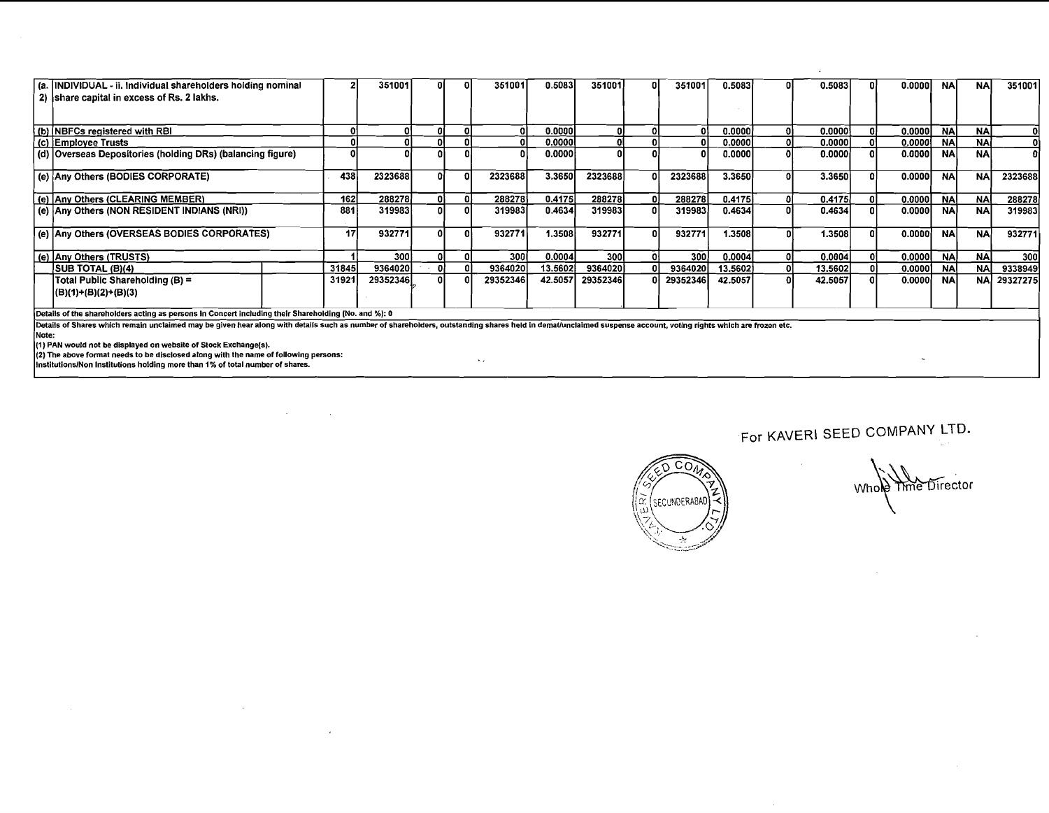| | | | | | | | | | | | | | | | | | | | |
|---|---|---|---|---|---|---|---|---|---|---|---|---|---|---|---|---|---|---|---|
| (a. 2) | INDIVIDUAL - ii. Individual shareholders holding nominal share capital in excess of Rs. 2 lakhs. | | 2 | 351001 | 0 | 0 | 351001 | 0.5083 | 351001 | 0 | 351001 | 0.5083 | 0 | 0.5083 | 0 | 0.0000 | NA | NA | 351001 |
| (b) | NBFCs registered with RBI | | 0 | 0 | 0 | 0 | 0 | 0.0000 | 0 | 0 | 0 | 0.0000 | 0 | 0.0000 | 0 | 0.0000 | NA | NA | 0 |
| (c) | Employee Trusts | | 0 | 0 | 0 | 0 | 0 | 0.0000 | 0 | 0 | 0 | 0.0000 | 0 | 0.0000 | 0 | 0.0000 | NA | NA | 0 |
| (d) | Overseas Depositories (holding DRs) (balancing figure) | | 0 | 0 | 0 | 0 | 0 | 0.0000 | 0 | 0 | 0 | 0.0000 | 0 | 0.0000 | 0 | 0.0000 | NA | NA | 0 |
| (e) | Any Others (BODIES CORPORATE) | | 438 | 2323688 | 0 | 0 | 2323688 | 3.3650 | 2323688 | 0 | 2323688 | 3.3650 | 0 | 3.3650 | 0 | 0.0000 | NA | NA | 2323688 |
| (e) | Any Others (CLEARING MEMBER) | | 162 | 288278 | 0 | 0 | 288278 | 0.4175 | 288278 | 0 | 288278 | 0.4175 | 0 | 0.4175 | 0 | 0.0000 | NA | NA | 288278 |
| (e) | Any Others (NON RESIDENT INDIANS (NRI)) | | 881 | 319983 | 0 | 0 | 319983 | 0.4634 | 319983 | 0 | 319983 | 0.4634 | 0 | 0.4634 | 0 | 0.0000 | NA | NA | 319983 |
| (e) | Any Others (OVERSEAS BODIES CORPORATES) | | 17 | 932771 | 0 | 0 | 932771 | 1.3508 | 932771 | 0 | 932771 | 1.3508 | 0 | 1.3508 | 0 | 0.0000 | NA | NA | 932771 |
| (e) | Any Others (TRUSTS) | | 1 | 300 | 0 | 0 | 300 | 0.0004 | 300 | 0 | 300 | 0.0004 | 0 | 0.0004 | 0 | 0.0000 | NA | NA | 300 |
| | SUB TOTAL (B)(4) | | 31845 | 9364020 | 0 | 0 | 9364020 | 13.5602 | 9364020 | 0 | 9364020 | 13.5602 | 0 | 13.5602 | 0 | 0.0000 | NA | NA | 9338949 |
| | Total Public Shareholding (B) = (B)(1)+(B)(2)+(B)(3) | | 31921 | 29352346 | 0 | 0 | 29352346 | 42.5057 | 29352346 | 0 | 29352346 | 42.5057 | 0 | 42.5057 | 0 | 0.0000 | NA | NA | 29327275 |

Details of the shareholders acting as persons in Concert including their Shareholding (No. and %): 0

Details of Shares which remain unclaimed may be given hear along with details such as number of shareholders, outstanding shares held in demat/unclaimed suspense account, voting rights which are frozen etc.

Note:

(1) PAN would not be displayed on website of Stock Exchange(s).

(2) The above format needs to be disclosed along with the name of following persons:

Institutions/Non Institutions holding more than 1% of total number of shares.

For KAVERI SEED COMPANY LTD.

KAVERI SEED COMPANY LTD. SECUNDERABAD

Whole Time Director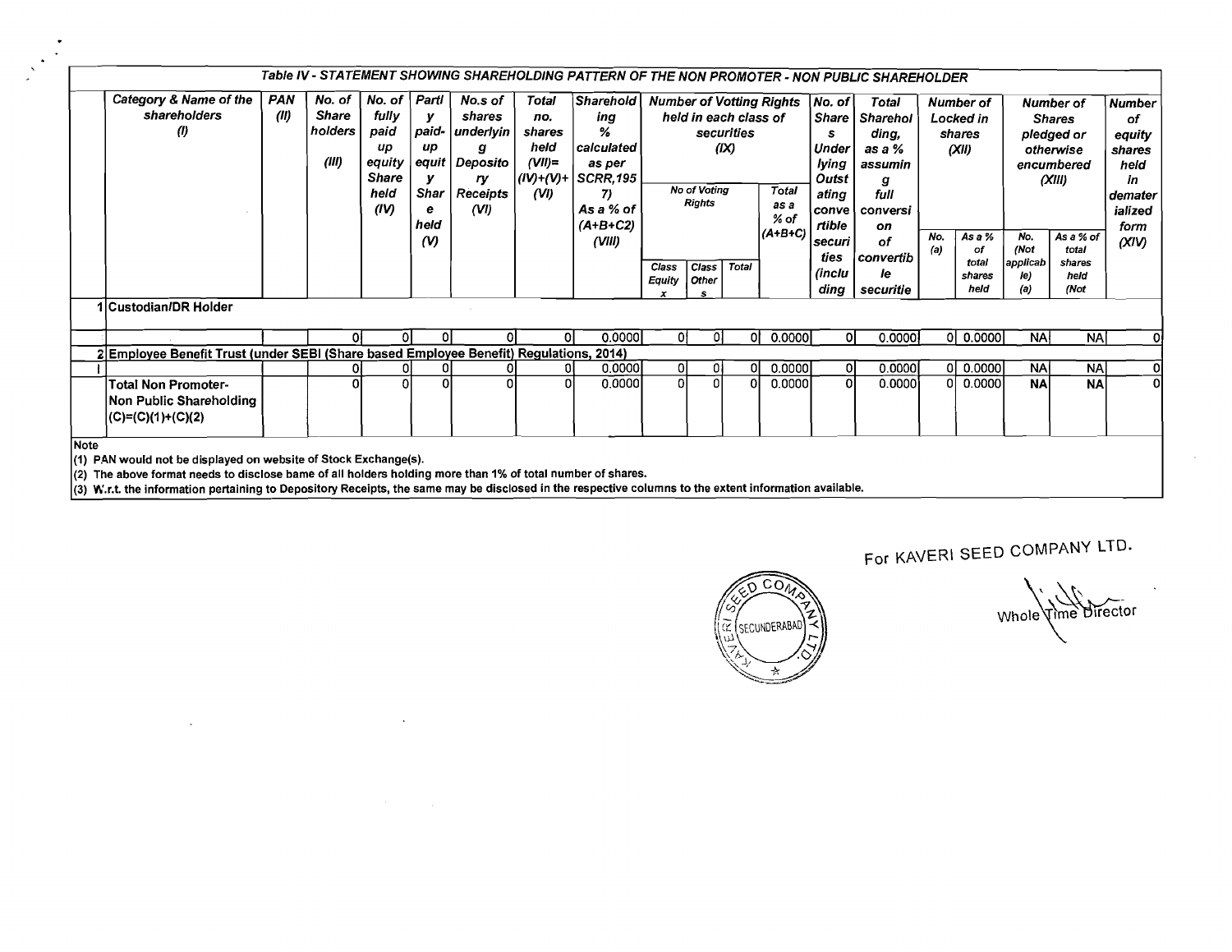## Table IV - STATEMENT SHOWING SHAREHOLDING PATTERN OF THE NON PROMOTER - NON PUBLIC SHAREHOLDER

| | Category & Name of the shareholders (I) | PAN (II) | No. of Share holders (III) | No. of fully paid up equity Share held (IV) | Partly paid-up equity Share held (V) | No.s of shares underlying Depository Receipts (VI) | Total no. shares held (VII)= (IV)+(V)+ (VI) | Shareholding % calculated as per SCRR,1957) As a % of (A+B+C2) (VIII) | Number of Voting Rights held in each class of securities (IX) | | | | No. of Shares Underlying Outstating convertible securities (including | Total Shareholding, as a % assuming full conversion of convertible securitie | Number of Locked in shares (XII) | | Number of Shares pledged or otherwise encumbered (XIII) | | Number of equity shares held in dematerialized form (XIV) |
|---|---|---|---|---|---|---|---|---|---|---|---|---|---|---|---|---|---|---|---|
| | | | | | | | | | No of Voting Rights | | | Total as a % of (A+B+C) | | | No. (a) | As a % of total shares held | No. (Not applicable) (a) | As a % of total shares held (Not | |
| | | | | | | | | | Class Equity x | Class Others | Total | | | | | | | | |
| 1 | Custodian/DR Holder | | | | | | | | | | | | | | | | | | |
| | | | 0 | 0 | 0 | 0 | 0 | 0.0000 | 0 | 0 | 0 | 0.0000 | 0 | 0.0000 | 0 | 0.0000 | NA | NA | 0 |
| 2 | Employee Benefit Trust (under SEBI (Share based Employee Benefit) Regulations, 2014) | | | | | | | | | | | | | | | | | | |
| I | | | 0 | 0 | 0 | 0 | 0 | 0.0000 | 0 | 0 | 0 | 0.0000 | 0 | 0.0000 | 0 | 0.0000 | NA | NA | 0 |
| | Total Non Promoter- Non Public Shareholding (C)=(C)(1)+(C)(2) | | 0 | 0 | 0 | 0 | 0 | 0.0000 | 0 | 0 | 0 | 0.0000 | 0 | 0.0000 | 0 | 0.0000 | NA | NA | 0 |

Note

(1) PAN would not be displayed on website of Stock Exchange(s).

(2) The above format needs to disclose bame of all holders holding more than 1% of total number of shares.

(3) W.r.t. the information pertaining to Depository Receipts, the same may be disclosed in the respective columns to the extent information available.

For KAVERI SEED COMPANY LTD.

Whole Time Director